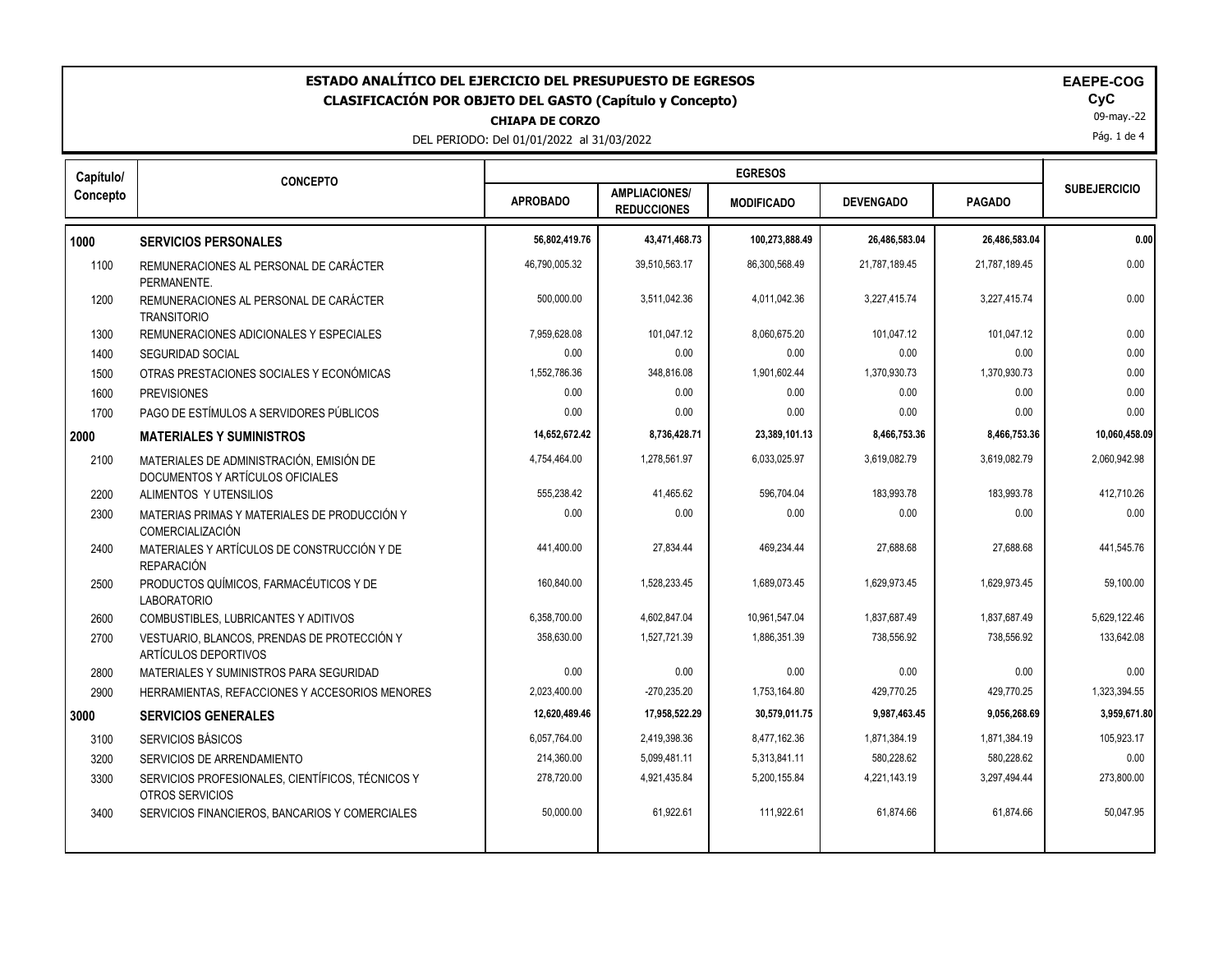# ESTADO ANALÍTICO DEL EJERCICIO DEL PRESUPUESTO DE EGRESOS

## CLASIFICACIÓN POR OBJETO DEL GASTO (Capítulo y Concepto)

**CHIAPA DE CORZO**

DEL PERIODO: Del 01/01/2022 al 31/03/2022

**EAEPE-COG**
**CyC**
09-may.-22

| Capítulo/ Concepto | CONCEPTO | EGRESOS | | | | | SUBEJERCICIO |
|---|---|---|---|---|---|---|---|
| | | APROBADO | AMPLIACIONES/ REDUCCIONES | MODIFICADO | DEVENGADO | PAGADO | |
| **1000** | **SERVICIOS PERSONALES** | **56,802,419.76** | **43,471,468.73** | **100,273,888.49** | **26,486,583.04** | **26,486,583.04** | **0.00** |
| 1100 | REMUNERACIONES AL PERSONAL DE CARÁCTER PERMANENTE. | 46,790,005.32 | 39,510,563.17 | 86,300,568.49 | 21,787,189.45 | 21,787,189.45 | 0.00 |
| 1200 | REMUNERACIONES AL PERSONAL DE CARÁCTER TRANSITORIO | 500,000.00 | 3,511,042.36 | 4,011,042.36 | 3,227,415.74 | 3,227,415.74 | 0.00 |
| 1300 | REMUNERACIONES ADICIONALES Y ESPECIALES | 7,959,628.08 | 101,047.12 | 8,060,675.20 | 101,047.12 | 101,047.12 | 0.00 |
| 1400 | SEGURIDAD SOCIAL | 0.00 | 0.00 | 0.00 | 0.00 | 0.00 | 0.00 |
| 1500 | OTRAS PRESTACIONES SOCIALES Y ECONÓMICAS | 1,552,786.36 | 348,816.08 | 1,901,602.44 | 1,370,930.73 | 1,370,930.73 | 0.00 |
| 1600 | PREVISIONES | 0.00 | 0.00 | 0.00 | 0.00 | 0.00 | 0.00 |
| 1700 | PAGO DE ESTÍMULOS A SERVIDORES PÚBLICOS | 0.00 | 0.00 | 0.00 | 0.00 | 0.00 | 0.00 |
| **2000** | **MATERIALES Y SUMINISTROS** | **14,652,672.42** | **8,736,428.71** | **23,389,101.13** | **8,466,753.36** | **8,466,753.36** | **10,060,458.09** |
| 2100 | MATERIALES DE ADMINISTRACIÓN, EMISIÓN DE DOCUMENTOS Y ARTÍCULOS OFICIALES | 4,754,464.00 | 1,278,561.97 | 6,033,025.97 | 3,619,082.79 | 3,619,082.79 | 2,060,942.98 |
| 2200 | ALIMENTOS Y UTENSILIOS | 555,238.42 | 41,465.62 | 596,704.04 | 183,993.78 | 183,993.78 | 412,710.26 |
| 2300 | MATERIAS PRIMAS Y MATERIALES DE PRODUCCIÓN Y COMERCIALIZACIÓN | 0.00 | 0.00 | 0.00 | 0.00 | 0.00 | 0.00 |
| 2400 | MATERIALES Y ARTÍCULOS DE CONSTRUCCIÓN Y DE REPARACIÓN | 441,400.00 | 27,834.44 | 469,234.44 | 27,688.68 | 27,688.68 | 441,545.76 |
| 2500 | PRODUCTOS QUÍMICOS, FARMACÉUTICOS Y DE LABORATORIO | 160,840.00 | 1,528,233.45 | 1,689,073.45 | 1,629,973.45 | 1,629,973.45 | 59,100.00 |
| 2600 | COMBUSTIBLES, LUBRICANTES Y ADITIVOS | 6,358,700.00 | 4,602,847.04 | 10,961,547.04 | 1,837,687.49 | 1,837,687.49 | 5,629,122.46 |
| 2700 | VESTUARIO, BLANCOS, PRENDAS DE PROTECCIÓN Y ARTÍCULOS DEPORTIVOS | 358,630.00 | 1,527,721.39 | 1,886,351.39 | 738,556.92 | 738,556.92 | 133,642.08 |
| 2800 | MATERIALES Y SUMINISTROS PARA SEGURIDAD | 0.00 | 0.00 | 0.00 | 0.00 | 0.00 | 0.00 |
| 2900 | HERRAMIENTAS, REFACCIONES Y ACCESORIOS MENORES | 2,023,400.00 | -270,235.20 | 1,753,164.80 | 429,770.25 | 429,770.25 | 1,323,394.55 |
| **3000** | **SERVICIOS GENERALES** | **12,620,489.46** | **17,958,522.29** | **30,579,011.75** | **9,987,463.45** | **9,056,268.69** | **3,959,671.80** |
| 3100 | SERVICIOS BÁSICOS | 6,057,764.00 | 2,419,398.36 | 8,477,162.36 | 1,871,384.19 | 1,871,384.19 | 105,923.17 |
| 3200 | SERVICIOS DE ARRENDAMIENTO | 214,360.00 | 5,099,481.11 | 5,313,841.11 | 580,228.62 | 580,228.62 | 0.00 |
| 3300 | SERVICIOS PROFESIONALES, CIENTÍFICOS, TÉCNICOS Y OTROS SERVICIOS | 278,720.00 | 4,921,435.84 | 5,200,155.84 | 4,221,143.19 | 3,297,494.44 | 273,800.00 |
| 3400 | SERVICIOS FINANCIEROS, BANCARIOS Y COMERCIALES | 50,000.00 | 61,922.61 | 111,922.61 | 61,874.66 | 61,874.66 | 50,047.95 |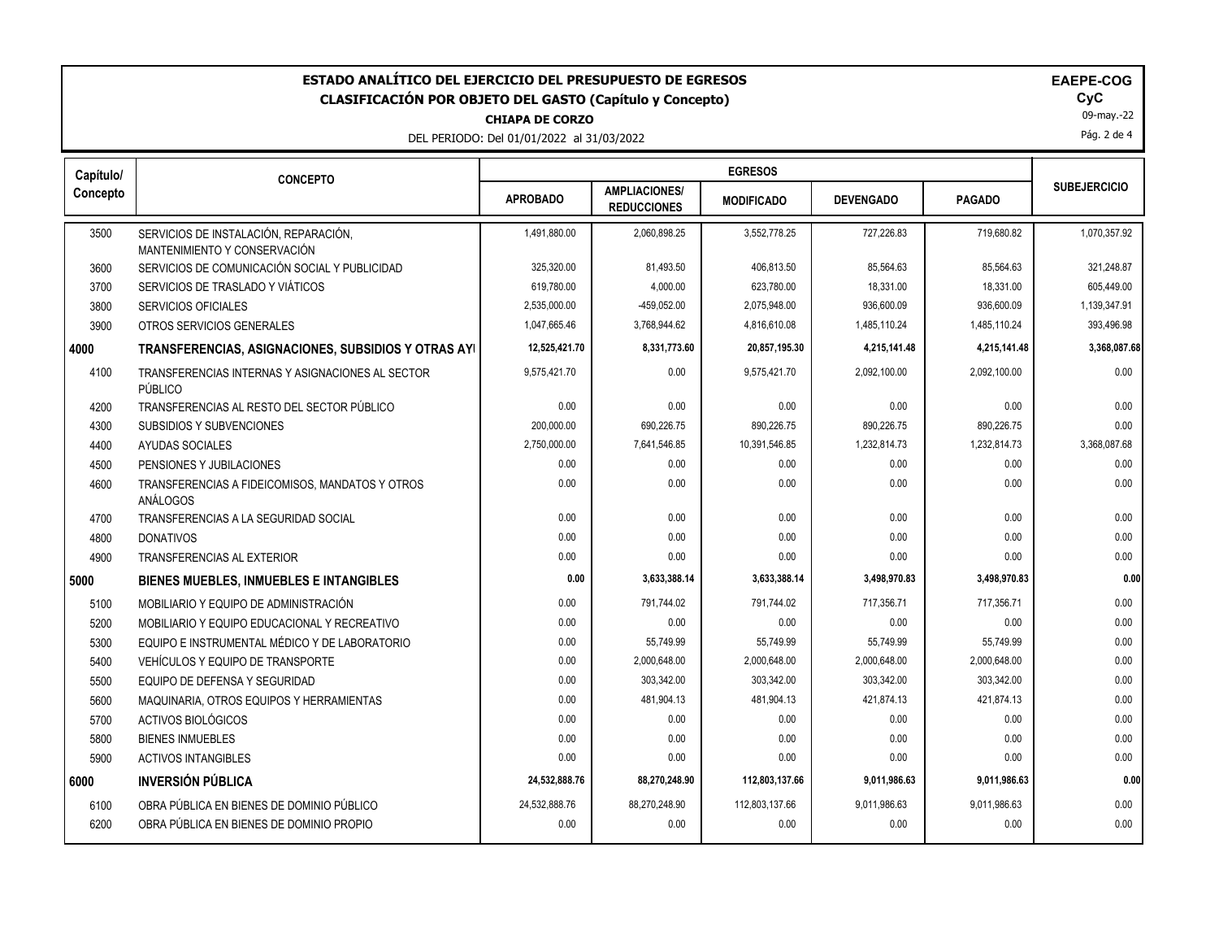# ESTADO ANALÍTICO DEL EJERCICIO DEL PRESUPUESTO DE EGRESOS

## CLASIFICACIÓN POR OBJETO DEL GASTO (Capítulo y Concepto)

**CHIAPA DE CORZO**

DEL PERIODO: Del 01/01/2022 al 31/03/2022

**EAEPE-COG**
**CyC**
09-may.-22

| Capítulo/ Concepto | CONCEPTO | EGRESOS | | | | | SUBEJERCICIO |
|---|---|---|---|---|---|---|---|
| | | APROBADO | AMPLIACIONES/ REDUCCIONES | MODIFICADO | DEVENGADO | PAGADO | |
| 3500 | SERVICIOS DE INSTALACIÓN, REPARACIÓN, MANTENIMIENTO Y CONSERVACIÓN | 1,491,880.00 | 2,060,898.25 | 3,552,778.25 | 727,226.83 | 719,680.82 | 1,070,357.92 |
| 3600 | SERVICIOS DE COMUNICACIÓN SOCIAL Y PUBLICIDAD | 325,320.00 | 81,493.50 | 406,813.50 | 85,564.63 | 85,564.63 | 321,248.87 |
| 3700 | SERVICIOS DE TRASLADO Y VIÁTICOS | 619,780.00 | 4,000.00 | 623,780.00 | 18,331.00 | 18,331.00 | 605,449.00 |
| 3800 | SERVICIOS OFICIALES | 2,535,000.00 | -459,052.00 | 2,075,948.00 | 936,600.09 | 936,600.09 | 1,139,347.91 |
| 3900 | OTROS SERVICIOS GENERALES | 1,047,665.46 | 3,768,944.62 | 4,816,610.08 | 1,485,110.24 | 1,485,110.24 | 393,496.98 |
| **4000** | **TRANSFERENCIAS, ASIGNACIONES, SUBSIDIOS Y OTRAS AYI** | **12,525,421.70** | **8,331,773.60** | **20,857,195.30** | **4,215,141.48** | **4,215,141.48** | **3,368,087.68** |
| 4100 | TRANSFERENCIAS INTERNAS Y ASIGNACIONES AL SECTOR PÚBLICO | 9,575,421.70 | 0.00 | 9,575,421.70 | 2,092,100.00 | 2,092,100.00 | 0.00 |
| 4200 | TRANSFERENCIAS AL RESTO DEL SECTOR PÚBLICO | 0.00 | 0.00 | 0.00 | 0.00 | 0.00 | 0.00 |
| 4300 | SUBSIDIOS Y SUBVENCIONES | 200,000.00 | 690,226.75 | 890,226.75 | 890,226.75 | 890,226.75 | 0.00 |
| 4400 | AYUDAS SOCIALES | 2,750,000.00 | 7,641,546.85 | 10,391,546.85 | 1,232,814.73 | 1,232,814.73 | 3,368,087.68 |
| 4500 | PENSIONES Y JUBILACIONES | 0.00 | 0.00 | 0.00 | 0.00 | 0.00 | 0.00 |
| 4600 | TRANSFERENCIAS A FIDEICOMISOS, MANDATOS Y OTROS ANÁLOGOS | 0.00 | 0.00 | 0.00 | 0.00 | 0.00 | 0.00 |
| 4700 | TRANSFERENCIAS A LA SEGURIDAD SOCIAL | 0.00 | 0.00 | 0.00 | 0.00 | 0.00 | 0.00 |
| 4800 | DONATIVOS | 0.00 | 0.00 | 0.00 | 0.00 | 0.00 | 0.00 |
| 4900 | TRANSFERENCIAS AL EXTERIOR | 0.00 | 0.00 | 0.00 | 0.00 | 0.00 | 0.00 |
| **5000** | **BIENES MUEBLES, INMUEBLES E INTANGIBLES** | **0.00** | **3,633,388.14** | **3,633,388.14** | **3,498,970.83** | **3,498,970.83** | **0.00** |
| 5100 | MOBILIARIO Y EQUIPO DE ADMINISTRACIÓN | 0.00 | 791,744.02 | 791,744.02 | 717,356.71 | 717,356.71 | 0.00 |
| 5200 | MOBILIARIO Y EQUIPO EDUCACIONAL Y RECREATIVO | 0.00 | 0.00 | 0.00 | 0.00 | 0.00 | 0.00 |
| 5300 | EQUIPO E INSTRUMENTAL MÉDICO Y DE LABORATORIO | 0.00 | 55,749.99 | 55,749.99 | 55,749.99 | 55,749.99 | 0.00 |
| 5400 | VEHÍCULOS Y EQUIPO DE TRANSPORTE | 0.00 | 2,000,648.00 | 2,000,648.00 | 2,000,648.00 | 2,000,648.00 | 0.00 |
| 5500 | EQUIPO DE DEFENSA Y SEGURIDAD | 0.00 | 303,342.00 | 303,342.00 | 303,342.00 | 303,342.00 | 0.00 |
| 5600 | MAQUINARIA, OTROS EQUIPOS Y HERRAMIENTAS | 0.00 | 481,904.13 | 481,904.13 | 421,874.13 | 421,874.13 | 0.00 |
| 5700 | ACTIVOS BIOLÓGICOS | 0.00 | 0.00 | 0.00 | 0.00 | 0.00 | 0.00 |
| 5800 | BIENES INMUEBLES | 0.00 | 0.00 | 0.00 | 0.00 | 0.00 | 0.00 |
| 5900 | ACTIVOS INTANGIBLES | 0.00 | 0.00 | 0.00 | 0.00 | 0.00 | 0.00 |
| **6000** | **INVERSIÓN PÚBLICA** | **24,532,888.76** | **88,270,248.90** | **112,803,137.66** | **9,011,986.63** | **9,011,986.63** | **0.00** |
| 6100 | OBRA PÚBLICA EN BIENES DE DOMINIO PÚBLICO | 24,532,888.76 | 88,270,248.90 | 112,803,137.66 | 9,011,986.63 | 9,011,986.63 | 0.00 |
| 6200 | OBRA PÚBLICA EN BIENES DE DOMINIO PROPIO | 0.00 | 0.00 | 0.00 | 0.00 | 0.00 | 0.00 |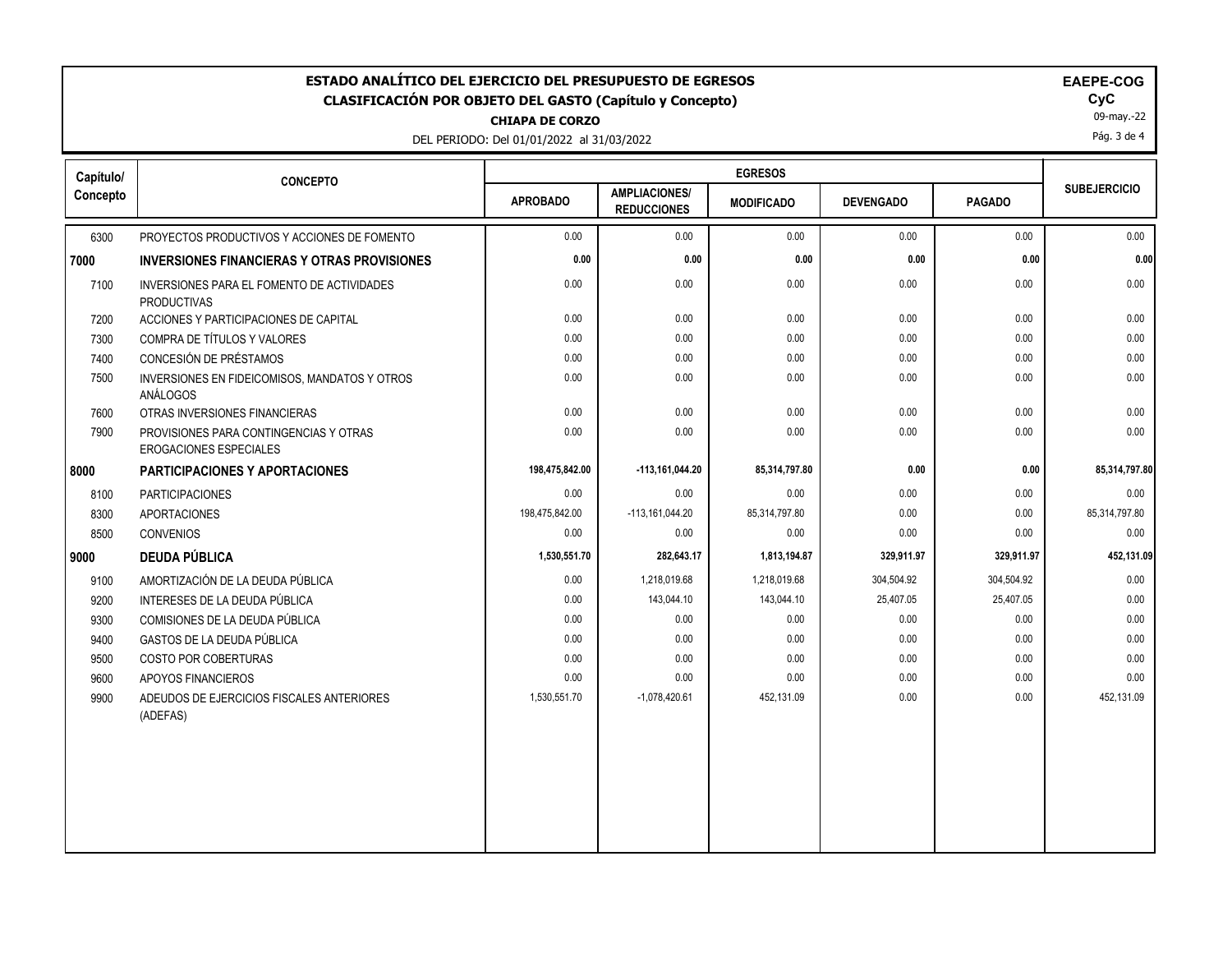# ESTADO ANALÍTICO DEL EJERCICIO DEL PRESUPUESTO DE EGRESOS

## CLASIFICACIÓN POR OBJETO DEL GASTO (Capítulo y Concepto)

**CHIAPA DE CORZO**

DEL PERIODO: Del 01/01/2022 al 31/03/2022

**EAEPE-COG**
**CyC**
09-may.-22

| Capítulo/ Concepto | CONCEPTO | EGRESOS | | | | | SUBEJERCICIO |
|---|---|---|---|---|---|---|---|
| | | APROBADO | AMPLIACIONES/ REDUCCIONES | MODIFICADO | DEVENGADO | PAGADO | |
| 6300 | PROYECTOS PRODUCTIVOS Y ACCIONES DE FOMENTO | 0.00 | 0.00 | 0.00 | 0.00 | 0.00 | 0.00 |
| **7000** | **INVERSIONES FINANCIERAS Y OTRAS PROVISIONES** | **0.00** | **0.00** | **0.00** | **0.00** | **0.00** | **0.00** |
| 7100 | INVERSIONES PARA EL FOMENTO DE ACTIVIDADES PRODUCTIVAS | 0.00 | 0.00 | 0.00 | 0.00 | 0.00 | 0.00 |
| 7200 | ACCIONES Y PARTICIPACIONES DE CAPITAL | 0.00 | 0.00 | 0.00 | 0.00 | 0.00 | 0.00 |
| 7300 | COMPRA DE TÍTULOS Y VALORES | 0.00 | 0.00 | 0.00 | 0.00 | 0.00 | 0.00 |
| 7400 | CONCESIÓN DE PRÉSTAMOS | 0.00 | 0.00 | 0.00 | 0.00 | 0.00 | 0.00 |
| 7500 | INVERSIONES EN FIDEICOMISOS, MANDATOS Y OTROS ANÁLOGOS | 0.00 | 0.00 | 0.00 | 0.00 | 0.00 | 0.00 |
| 7600 | OTRAS INVERSIONES FINANCIERAS | 0.00 | 0.00 | 0.00 | 0.00 | 0.00 | 0.00 |
| 7900 | PROVISIONES PARA CONTINGENCIAS Y OTRAS EROGACIONES ESPECIALES | 0.00 | 0.00 | 0.00 | 0.00 | 0.00 | 0.00 |
| **8000** | **PARTICIPACIONES Y APORTACIONES** | **198,475,842.00** | **-113,161,044.20** | **85,314,797.80** | **0.00** | **0.00** | **85,314,797.80** |
| 8100 | PARTICIPACIONES | 0.00 | 0.00 | 0.00 | 0.00 | 0.00 | 0.00 |
| 8300 | APORTACIONES | 198,475,842.00 | -113,161,044.20 | 85,314,797.80 | 0.00 | 0.00 | 85,314,797.80 |
| 8500 | CONVENIOS | 0.00 | 0.00 | 0.00 | 0.00 | 0.00 | 0.00 |
| **9000** | **DEUDA PÚBLICA** | **1,530,551.70** | **282,643.17** | **1,813,194.87** | **329,911.97** | **329,911.97** | **452,131.09** |
| 9100 | AMORTIZACIÓN DE LA DEUDA PÚBLICA | 0.00 | 1,218,019.68 | 1,218,019.68 | 304,504.92 | 304,504.92 | 0.00 |
| 9200 | INTERESES DE LA DEUDA PÚBLICA | 0.00 | 143,044.10 | 143,044.10 | 25,407.05 | 25,407.05 | 0.00 |
| 9300 | COMISIONES DE LA DEUDA PÚBLICA | 0.00 | 0.00 | 0.00 | 0.00 | 0.00 | 0.00 |
| 9400 | GASTOS DE LA DEUDA PÚBLICA | 0.00 | 0.00 | 0.00 | 0.00 | 0.00 | 0.00 |
| 9500 | COSTO POR COBERTURAS | 0.00 | 0.00 | 0.00 | 0.00 | 0.00 | 0.00 |
| 9600 | APOYOS FINANCIEROS | 0.00 | 0.00 | 0.00 | 0.00 | 0.00 | 0.00 |
| 9900 | ADEUDOS DE EJERCICIOS FISCALES ANTERIORES (ADEFAS) | 1,530,551.70 | -1,078,420.61 | 452,131.09 | 0.00 | 0.00 | 452,131.09 |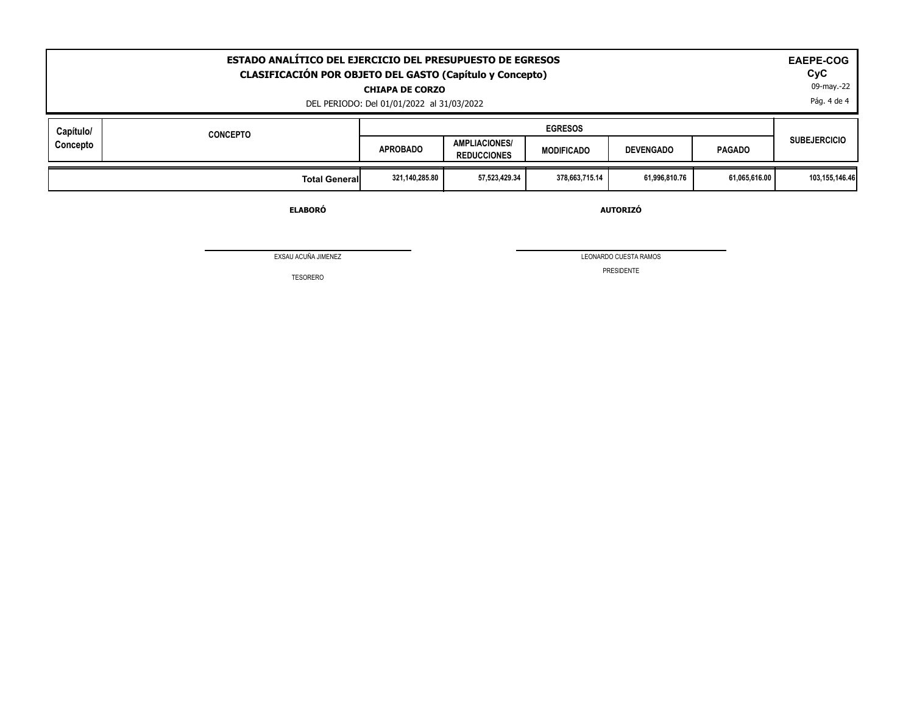# ESTADO ANALÍTICO DEL EJERCICIO DEL PRESUPUESTO DE EGRESOS

## CLASIFICACIÓN POR OBJETO DEL GASTO (Capítulo y Concepto)

**CHIAPA DE CORZO**

DEL PERIODO: Del 01/01/2022 al 31/03/2022

**EAEPE-COG**
**CyC**
09-may.-22

| Capítulo/ Concepto | CONCEPTO | EGRESOS | | | | | SUBEJERCICIO |
|---|---|---|---|---|---|---|---|
| | | APROBADO | AMPLIACIONES/ REDUCCIONES | MODIFICADO | DEVENGADO | PAGADO | |
| | **Total General** | 321,140,285.80 | 57,523,429.34 | 378,663,715.14 | 61,996,810.76 | 61,065,616.00 | 103,155,146.46 |

**ELABORÓ**

EXSAU ACUÑA JIMENEZ

TESORERO

**AUTORIZÓ**

LEONARDO CUESTA RAMOS

PRESIDENTE